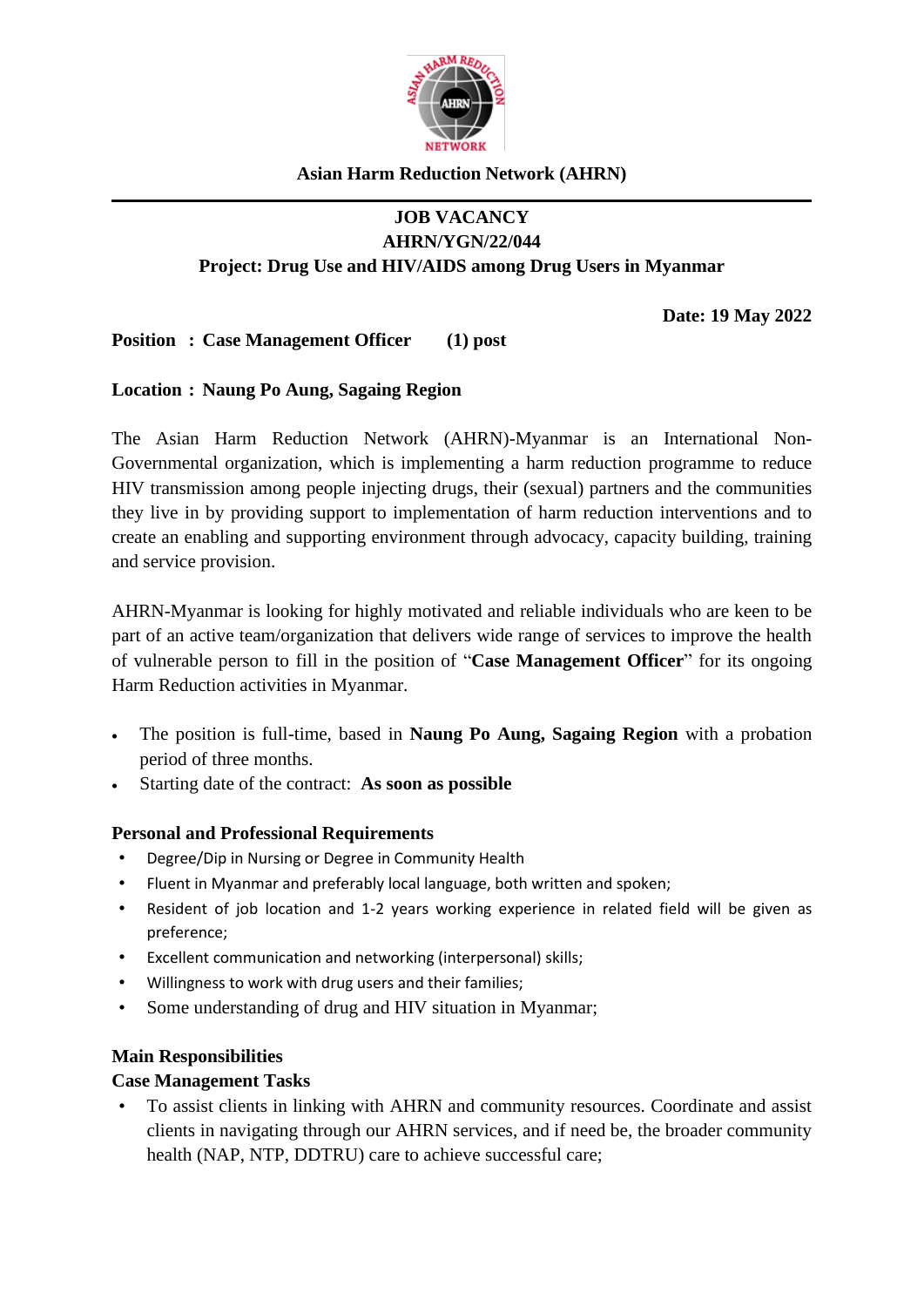**Asian Harm Reduction Network (AHRN)**

---

**JOB VACANCY**
**AHRN/YGN/22/044**
**Project: Drug Use and HIV/AIDS among Drug Users in Myanmar**

**Date: 19 May 2022**

**Position : Case Management Officer (1) post**

**Location : Naung Po Aung, Sagaing Region**

The Asian Harm Reduction Network (AHRN)-Myanmar is an International Non-Governmental organization, which is implementing a harm reduction programme to reduce HIV transmission among people injecting drugs, their (sexual) partners and the communities they live in by providing support to implementation of harm reduction interventions and to create an enabling and supporting environment through advocacy, capacity building, training and service provision.

AHRN-Myanmar is looking for highly motivated and reliable individuals who are keen to be part of an active team/organization that delivers wide range of services to improve the health of vulnerable person to fill in the position of "**Case Management Officer**" for its ongoing Harm Reduction activities in Myanmar.

- The position is full-time, based in **Naung Po Aung, Sagaing Region** with a probation period of three months.
- Starting date of the contract: **As soon as possible**

**Personal and Professional Requirements**

- Degree/Dip in Nursing or Degree in Community Health
- Fluent in Myanmar and preferably local language, both written and spoken;
- Resident of job location and 1-2 years working experience in related field will be given as preference;
- Excellent communication and networking (interpersonal) skills;
- Willingness to work with drug users and their families;
- Some understanding of drug and HIV situation in Myanmar;

**Main Responsibilities**

**Case Management Tasks**

- To assist clients in linking with AHRN and community resources. Coordinate and assist clients in navigating through our AHRN services, and if need be, the broader community health (NAP, NTP, DDTRU) care to achieve successful care;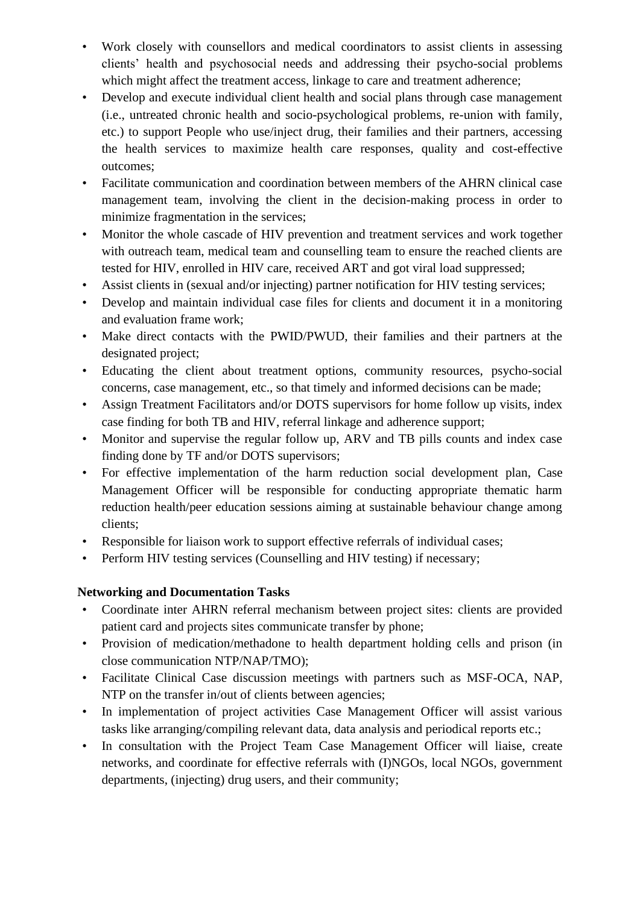- Work closely with counsellors and medical coordinators to assist clients in assessing clients' health and psychosocial needs and addressing their psycho-social problems which might affect the treatment access, linkage to care and treatment adherence;
- Develop and execute individual client health and social plans through case management (i.e., untreated chronic health and socio-psychological problems, re-union with family, etc.) to support People who use/inject drug, their families and their partners, accessing the health services to maximize health care responses, quality and cost-effective outcomes;
- Facilitate communication and coordination between members of the AHRN clinical case management team, involving the client in the decision-making process in order to minimize fragmentation in the services;
- Monitor the whole cascade of HIV prevention and treatment services and work together with outreach team, medical team and counselling team to ensure the reached clients are tested for HIV, enrolled in HIV care, received ART and got viral load suppressed;
- Assist clients in (sexual and/or injecting) partner notification for HIV testing services;
- Develop and maintain individual case files for clients and document it in a monitoring and evaluation frame work;
- Make direct contacts with the PWID/PWUD, their families and their partners at the designated project;
- Educating the client about treatment options, community resources, psycho-social concerns, case management, etc., so that timely and informed decisions can be made;
- Assign Treatment Facilitators and/or DOTS supervisors for home follow up visits, index case finding for both TB and HIV, referral linkage and adherence support;
- Monitor and supervise the regular follow up, ARV and TB pills counts and index case finding done by TF and/or DOTS supervisors;
- For effective implementation of the harm reduction social development plan, Case Management Officer will be responsible for conducting appropriate thematic harm reduction health/peer education sessions aiming at sustainable behaviour change among clients;
- Responsible for liaison work to support effective referrals of individual cases;
- Perform HIV testing services (Counselling and HIV testing) if necessary;

**Networking and Documentation Tasks**

- Coordinate inter AHRN referral mechanism between project sites: clients are provided patient card and projects sites communicate transfer by phone;
- Provision of medication/methadone to health department holding cells and prison (in close communication NTP/NAP/TMO);
- Facilitate Clinical Case discussion meetings with partners such as MSF-OCA, NAP, NTP on the transfer in/out of clients between agencies;
- In implementation of project activities Case Management Officer will assist various tasks like arranging/compiling relevant data, data analysis and periodical reports etc.;
- In consultation with the Project Team Case Management Officer will liaise, create networks, and coordinate for effective referrals with (I)NGOs, local NGOs, government departments, (injecting) drug users, and their community;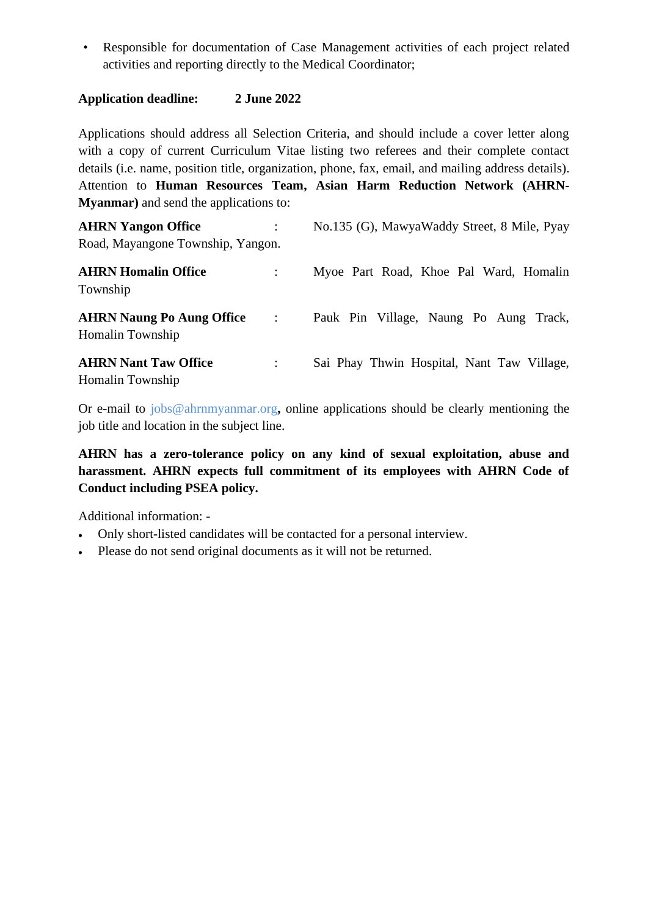- Responsible for documentation of Case Management activities of each project related activities and reporting directly to the Medical Coordinator;

**Application deadline:** **2 June 2022**

Applications should address all Selection Criteria, and should include a cover letter along with a copy of current Curriculum Vitae listing two referees and their complete contact details (i.e. name, position title, organization, phone, fax, email, and mailing address details). Attention to **Human Resources Team, Asian Harm Reduction Network (AHRN-Myanmar)** and send the applications to:

**AHRN Yangon Office** : No.135 (G), MawyaWaddy Street, 8 Mile, Pyay Road, Mayangone Township, Yangon.

**AHRN Homalin Office** : Myoe Part Road, Khoe Pal Ward, Homalin Township

**AHRN Naung Po Aung Office** : Pauk Pin Village, Naung Po Aung Track, Homalin Township

**AHRN Nant Taw Office** : Sai Phay Thwin Hospital, Nant Taw Village, Homalin Township

Or e-mail to jobs@ahrnmyanmar.org**,** online applications should be clearly mentioning the job title and location in the subject line.

**AHRN has a zero-tolerance policy on any kind of sexual exploitation, abuse and harassment. AHRN expects full commitment of its employees with AHRN Code of Conduct including PSEA policy.**

Additional information: -

- Only short-listed candidates will be contacted for a personal interview.
- Please do not send original documents as it will not be returned.